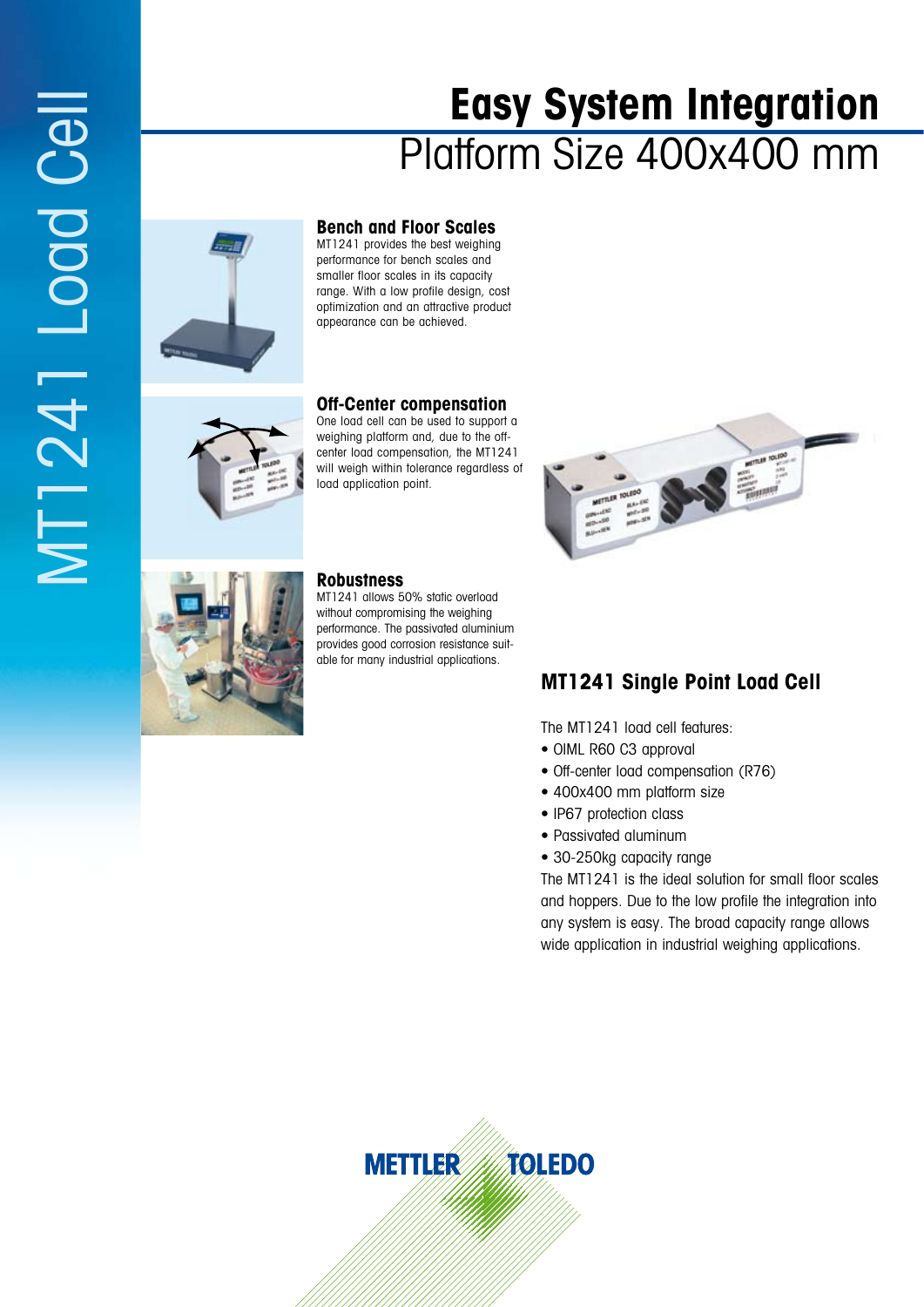# MT1241 Load Cell

# Easy System Integration

## Platform Size 400x400 mm

### Bench and Floor Scales

MT1241 provides the best weighing performance for bench scales and smaller floor scales in its capacity range. With a low profile design, cost optimization and an attractive product appearance can be achieved.

### Off-Center compensation

One load cell can be used to support a weighing platform and, due to the off-center load compensation, the MT1241 will weigh within tolerance regardless of load application point.

### Robustness

MT1241 allows 50% static overload without compromising the weighing performance. The passivated aluminium provides good corrosion resistance suitable for many industrial applications.

## MT1241 Single Point Load Cell

The MT1241 load cell features:

- OIML R60 C3 approval
- Off-center load compensation (R76)
- 400x400 mm platform size
- IP67 protection class
- Passivated aluminum
- 30-250kg capacity range

The MT1241 is the ideal solution for small floor scales and hoppers. Due to the low profile the integration into any system is easy. The broad capacity range allows wide application in industrial weighing applications.

METTLER TOLEDO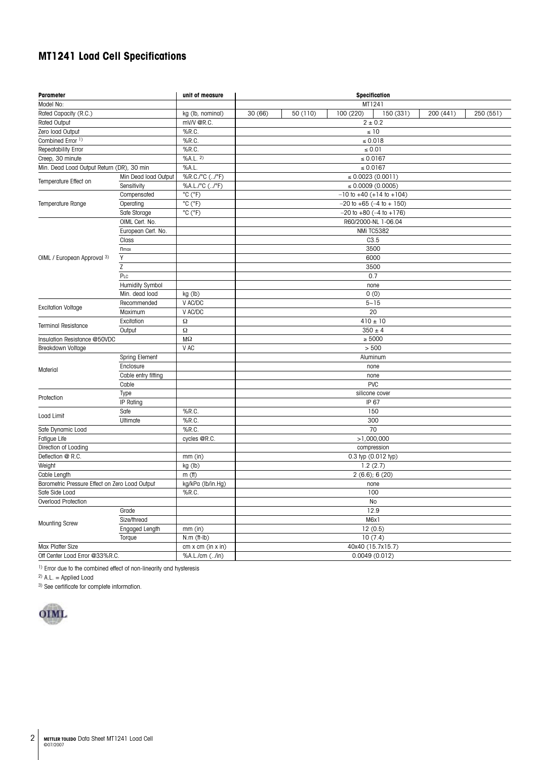## MT1241 Load Cell Specifications

| Parameter | | unit of measure | Specification | | | | | |
|---|---|---|---|---|---|---|---|---|
| Model No: | | | MT1241 | | | | | |
| Rated Capacity (R.C.) | | kg (lb, nominal) | 30 (66) | 50 (110) | 100 (220) | 150 (331) | 200 (441) | 250 (551) |
| Rated Output | | mV/V @R.C. | 2 ± 0.2 | | | | | |
| Zero load Output | | %R.C. | ≤ 10 | | | | | |
| Combined Error [1] | | %R.C. | ≤ 0.018 | | | | | |
| Repeatability Error | | %R.C. | ≤ 0.01 | | | | | |
| Creep, 30 minute | | %A.L. [2] | ≤ 0.0167 | | | | | |
| Min. Dead Load Output Return (DR), 30 min | | %A.L. | ≤ 0.0167 | | | | | |
| Temperature Effect on | Min Dead load Output | %R.C./°C (../°F) | ≤ 0.0023 (0.0011) | | | | | |
| | Sensitivity | %A.L./°C (../°F) | ≤ 0.0009 (0.0005) | | | | | |
| Temperature Range | Compensated | °C (°F) | –10 to +40 (+14 to +104) | | | | | |
| | Operating | °C (°F) | –20 to +65 (–4 to + 150) | | | | | |
| | Safe Storage | °C (°F) | –20 to +80 (–4 to +176) | | | | | |
| OIML / European Approval [3] | OIML Cert. No. | | R60/2000-NL 1-06.04 | | | | | |
| | European Cert. No. | | NMi TC5382 | | | | | |
| | Class | | C3.5 | | | | | |
| | $n_{max}$ | | 3500 | | | | | |
| | Y | | 6000 | | | | | |
| | Z | | 3500 | | | | | |
| | $P_{LC}$ | | 0.7 | | | | | |
| | Humidity Symbol | | none | | | | | |
| | Min. dead load | kg (lb) | 0 (0) | | | | | |
| Excitation Voltage | Recommended | V AC/DC | 5~15 | | | | | |
| | Maximum | V AC/DC | 20 | | | | | |
| Terminal Resistance | Excitation | Ω | 410 ± 10 | | | | | |
| | Output | Ω | 350 ± 4 | | | | | |
| Insulation Resistance @50VDC | | MΩ | ≥ 5000 | | | | | |
| Breakdown Voltage | | V AC | > 500 | | | | | |
| Material | Spring Element | | Aluminum | | | | | |
| | Enclosure | | none | | | | | |
| | Cable entry fitting | | none | | | | | |
| | Cable | | PVC | | | | | |
| Protection | Type | | silicone cover | | | | | |
| | IP Rating | | IP 67 | | | | | |
| Load Limit | Safe | %R.C. | 150 | | | | | |
| | Ultimate | %R.C. | 300 | | | | | |
| Safe Dynamic Load | | %R.C. | 70 | | | | | |
| Fatigue Life | | cycles @R.C. | >1,000,000 | | | | | |
| Direction of Loading | | | compression | | | | | |
| Deflection @ R.C. | | mm (in) | 0.3 typ (0.012 typ) | | | | | |
| Weight | | kg (lb) | 1.2 (2.7) | | | | | |
| Cable Length | | m (ft) | 2 (6.6); 6 (20) | | | | | |
| Barometric Pressure Effect on Zero Load Output | | kg/kPa (lb/in.Hg) | none | | | | | |
| Safe Side Load | | %R.C. | 100 | | | | | |
| Overload Protection | | | No | | | | | |
| Mounting Screw | Grade | | 12.9 | | | | | |
| | Size/thread | | M6x1 | | | | | |
| | Engaged Length | mm (in) | 12 (0.5) | | | | | |
| | Torque | N.m (ft-lb) | 10 (7.4) | | | | | |
| Max Platter Size | | cm x cm (in x in) | 40x40 (15.7x15.7) | | | | | |
| Off Center Load Error @33%R.C. | | %A.L./cm (../in) | 0.0049 (0.012) | | | | | |

[1] Error due to the combined effect of non-linearity and hysteresis

[2] A.L. = Applied Load

[3] See certificate for complete information.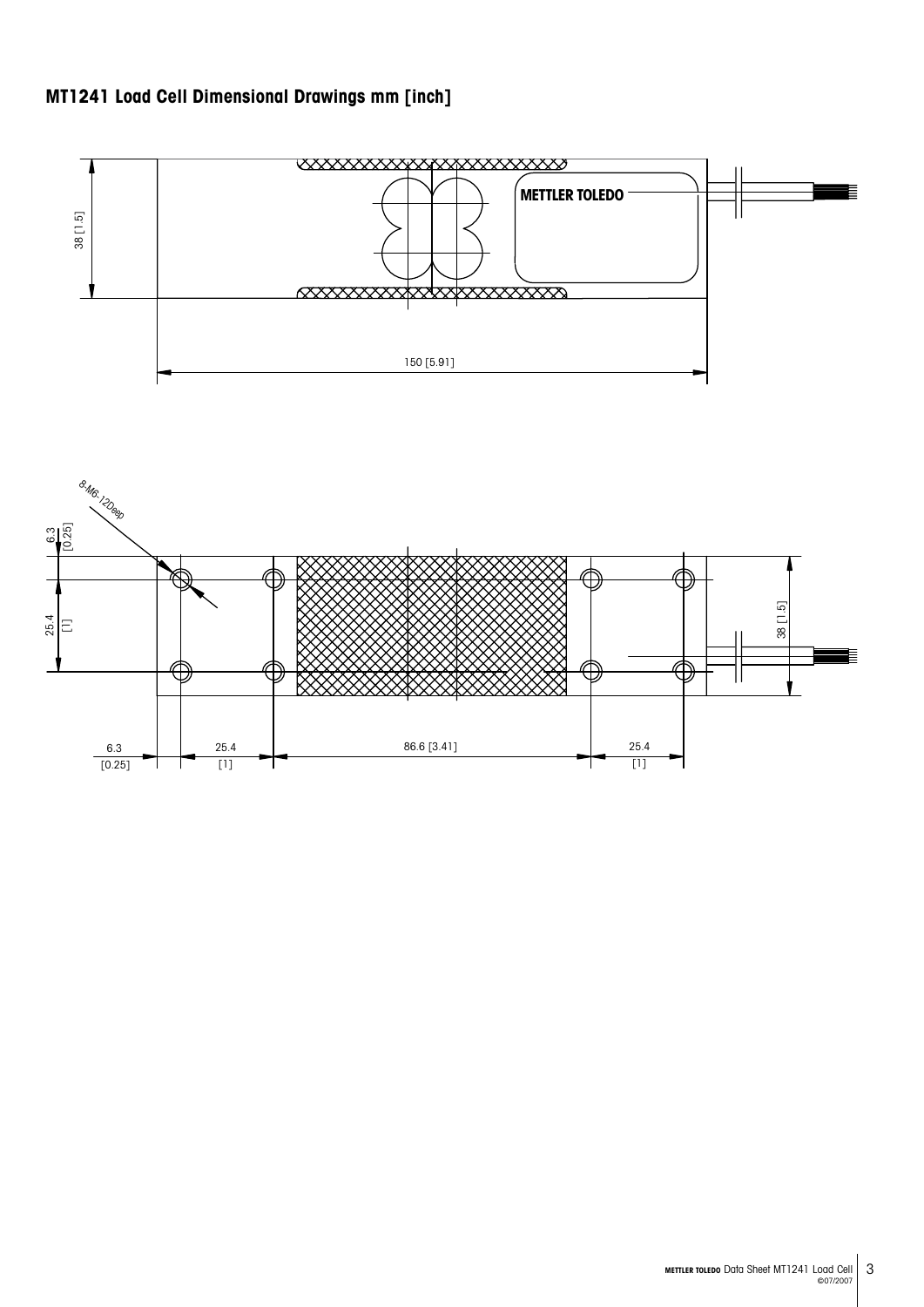## MT1241 Load Cell Dimensional Drawings mm [inch]

METTLER TOLEDO

38 [1.5]

150 [5.91]

8-M6-12Deep

6.3 [0.25]

25.4 [1]

38 [1.5]

6.3 [0.25]

25.4 [1]

86.6 [3.41]

25.4 [1]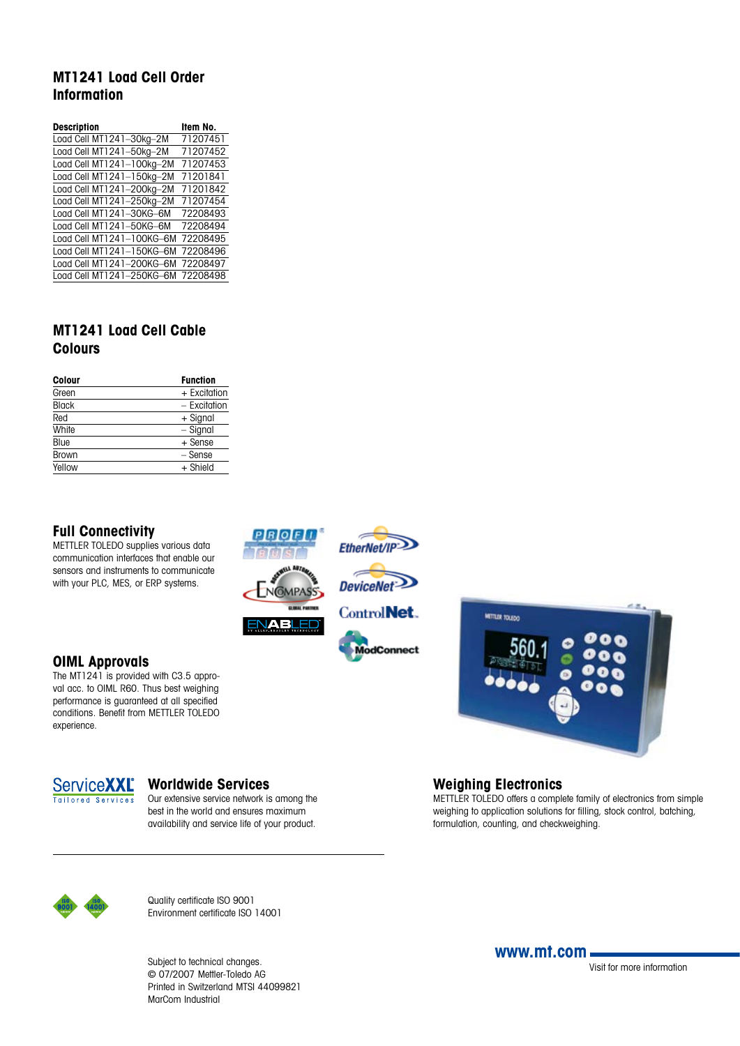## MT1241 Load Cell Order Information

| Description | Item No. |
|---|---|
| Load Cell MT1241–30kg–2M | 71207451 |
| Load Cell MT1241–50kg–2M | 71207452 |
| Load Cell MT1241–100kg–2M | 71207453 |
| Load Cell MT1241–150kg–2M | 71201841 |
| Load Cell MT1241–200kg–2M | 71201842 |
| Load Cell MT1241–250kg–2M | 71207454 |
| Load Cell MT1241–30KG–6M | 72208493 |
| Load Cell MT1241–50KG–6M | 72208494 |
| Load Cell MT1241–100KG–6M | 72208495 |
| Load Cell MT1241–150KG–6M | 72208496 |
| Load Cell MT1241–200KG–6M | 72208497 |
| Load Cell MT1241–250KG–6M | 72208498 |

## MT1241 Load Cell Cable Colours

| Colour | Function |
|---|---|
| Green | + Excitation |
| Black | – Excitation |
| Red | + Signal |
| White | – Signal |
| Blue | + Sense |
| Brown | – Sense |
| Yellow | + Shield |

## Full Connectivity

METTLER TOLEDO supplies various data communication interfaces that enable our sensors and instruments to communicate with your PLC, MES, or ERP systems.

## OIML Approvals

The MT1241 is provided with C3.5 approval acc. to OIML R60. Thus best weighing performance is guaranteed at all specified conditions. Benefit from METTLER TOLEDO experience.

## Worldwide Services

Our extensive service network is among the best in the world and ensures maximum availability and service life of your product.

## Weighing Electronics

METTLER TOLEDO offers a complete family of electronics from simple weighing to application solutions for filling, stock control, batching, formulation, counting, and checkweighing.

Quality certificate ISO 9001
Environment certificate ISO 14001

Subject to technical changes.
© 07/2007 Mettler-Toledo AG
Printed in Switzerland MTSI 44099821
MarCom Industrial

**www.mt.com**
Visit for more information